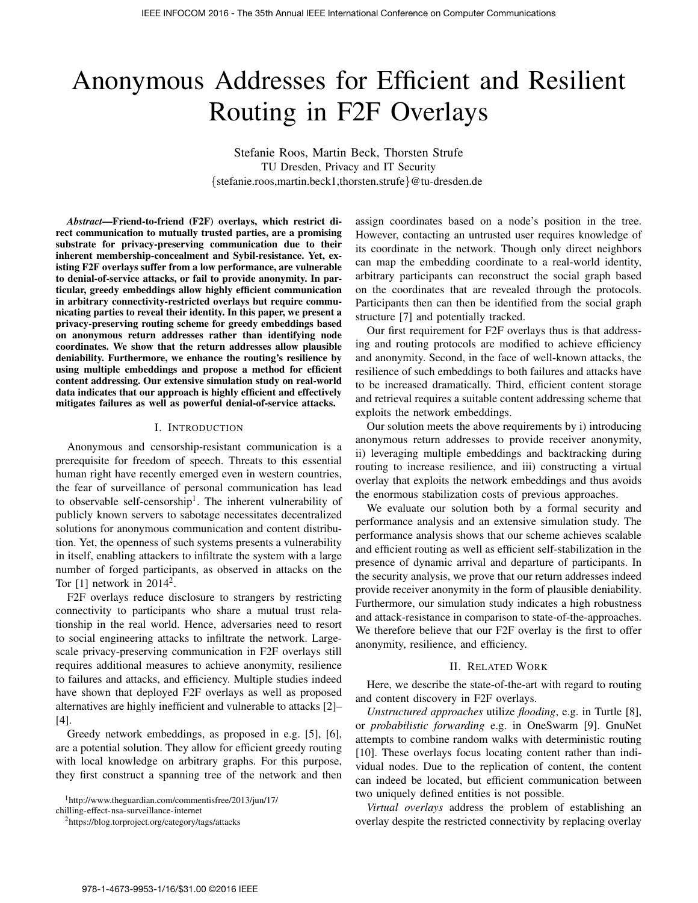# Anonymous Addresses for Efficient and Resilient Routing in F2F Overlays

Stefanie Roos, Martin Beck, Thorsten Strufe
TU Dresden, Privacy and IT Security
{stefanie.roos,martin.beck1,thorsten.strufe}@tu-dresden.de

***Abstract*—Friend-to-friend (F2F) overlays, which restrict direct communication to mutually trusted parties, are a promising substrate for privacy-preserving communication due to their inherent membership-concealment and Sybil-resistance. Yet, existing F2F overlays suffer from a low performance, are vulnerable to denial-of-service attacks, or fail to provide anonymity. In particular, greedy embeddings allow highly efficient communication in arbitrary connectivity-restricted overlays but require communicating parties to reveal their identity. In this paper, we present a privacy-preserving routing scheme for greedy embeddings based on anonymous return addresses rather than identifying node coordinates. We show that the return addresses allow plausible deniability. Furthermore, we enhance the routing's resilience by using multiple embeddings and propose a method for efficient content addressing. Our extensive simulation study on real-world data indicates that our approach is highly efficient and effectively mitigates failures as well as powerful denial-of-service attacks.**

## I. Introduction

Anonymous and censorship-resistant communication is a prerequisite for freedom of speech. Threats to this essential human right have recently emerged even in western countries, the fear of surveillance of personal communication has lead to observable self-censorship[1]. The inherent vulnerability of publicly known servers to sabotage necessitates decentralized solutions for anonymous communication and content distribution. Yet, the openness of such systems presents a vulnerability in itself, enabling attackers to infiltrate the system with a large number of forged participants, as observed in attacks on the Tor [1] network in 2014[2].

F2F overlays reduce disclosure to strangers by restricting connectivity to participants who share a mutual trust relationship in the real world. Hence, adversaries need to resort to social engineering attacks to infiltrate the network. Large-scale privacy-preserving communication in F2F overlays still requires additional measures to achieve anonymity, resilience to failures and attacks, and efficiency. Multiple studies indeed have shown that deployed F2F overlays as well as proposed alternatives are highly inefficient and vulnerable to attacks [2]–[4].

Greedy network embeddings, as proposed in e.g. [5], [6], are a potential solution. They allow for efficient greedy routing with local knowledge on arbitrary graphs. For this purpose, they first construct a spanning tree of the network and then assign coordinates based on a node's position in the tree. However, contacting an untrusted user requires knowledge of its coordinate in the network. Though only direct neighbors can map the embedding coordinate to a real-world identity, arbitrary participants can reconstruct the social graph based on the coordinates that are revealed through the protocols. Participants then can then be identified from the social graph structure [7] and potentially tracked.

Our first requirement for F2F overlays thus is that addressing and routing protocols are modified to achieve efficiency and anonymity. Second, in the face of well-known attacks, the resilience of such embeddings to both failures and attacks have to be increased dramatically. Third, efficient content storage and retrieval requires a suitable content addressing scheme that exploits the network embeddings.

Our solution meets the above requirements by i) introducing anonymous return addresses to provide receiver anonymity, ii) leveraging multiple embeddings and backtracking during routing to increase resilience, and iii) constructing a virtual overlay that exploits the network embeddings and thus avoids the enormous stabilization costs of previous approaches.

We evaluate our solution both by a formal security and performance analysis and an extensive simulation study. The performance analysis shows that our scheme achieves scalable and efficient routing as well as efficient self-stabilization in the presence of dynamic arrival and departure of participants. In the security analysis, we prove that our return addresses indeed provide receiver anonymity in the form of plausible deniability. Furthermore, our simulation study indicates a high robustness and attack-resistance in comparison to state-of-the-approaches. We therefore believe that our F2F overlay is the first to offer anonymity, resilience, and efficiency.

## II. Related Work

Here, we describe the state-of-the-art with regard to routing and content discovery in F2F overlays.

*Unstructured approaches* utilize *flooding*, e.g. in Turtle [8], or *probabilistic forwarding* e.g. in OneSwarm [9]. GnuNet attempts to combine random walks with deterministic routing [10]. These overlays focus locating content rather than individual nodes. Due to the replication of content, the content can indeed be located, but efficient communication between two uniquely defined entities is not possible.

*Virtual overlays* address the problem of establishing an overlay despite the restricted connectivity by replacing overlay

[1] http://www.theguardian.com/commentisfree/2013/jun/17/chilling-effect-nsa-surveillance-internet

[2] https://blog.torproject.org/category/tags/attacks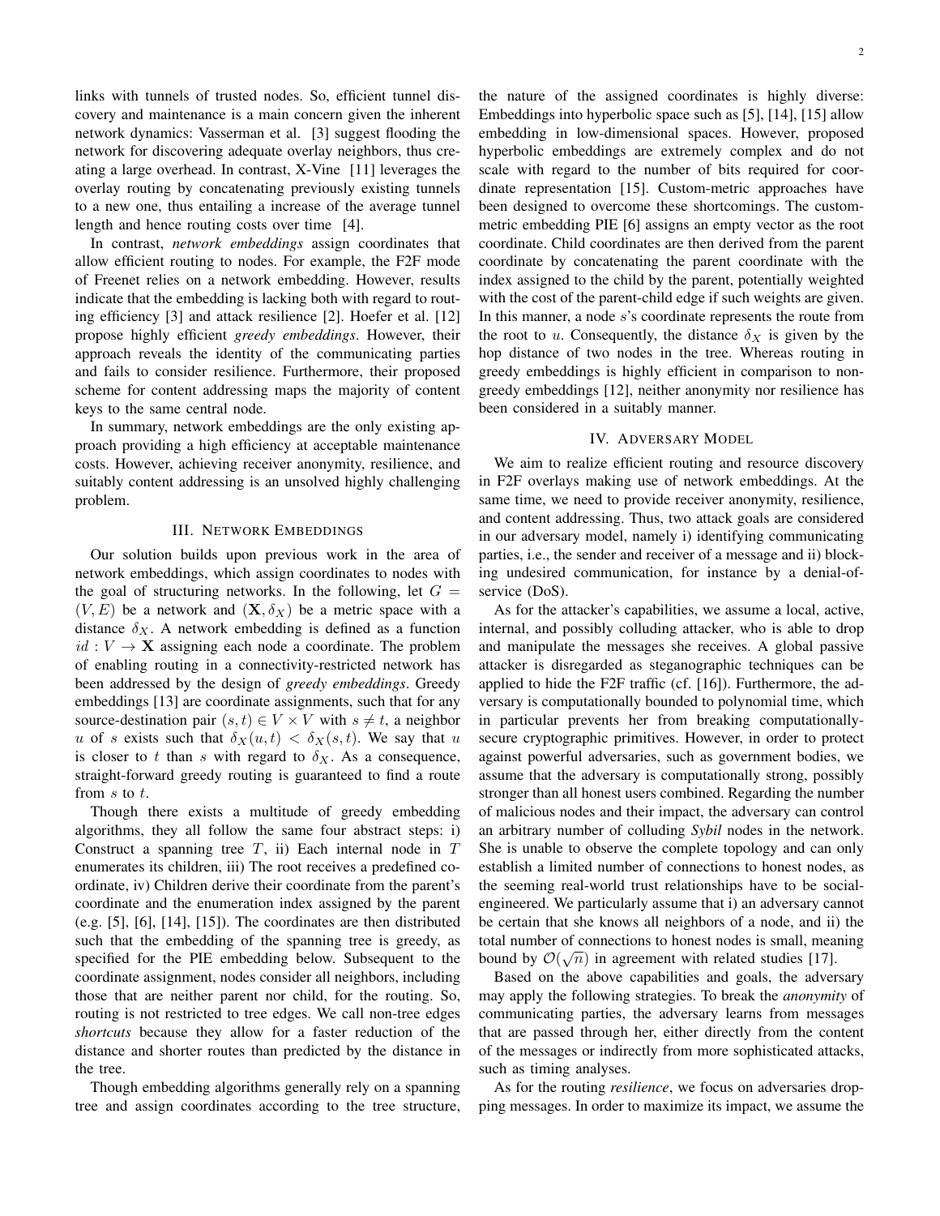links with tunnels of trusted nodes. So, efficient tunnel discovery and maintenance is a main concern given the inherent network dynamics: Vasserman et al. [3] suggest flooding the network for discovering adequate overlay neighbors, thus creating a large overhead. In contrast, X-Vine [11] leverages the overlay routing by concatenating previously existing tunnels to a new one, thus entailing a increase of the average tunnel length and hence routing costs over time [4].

In contrast, *network embeddings* assign coordinates that allow efficient routing to nodes. For example, the F2F mode of Freenet relies on a network embedding. However, results indicate that the embedding is lacking both with regard to routing efficiency [3] and attack resilience [2]. Hoefer et al. [12] propose highly efficient *greedy embeddings*. However, their approach reveals the identity of the communicating parties and fails to consider resilience. Furthermore, their proposed scheme for content addressing maps the majority of content keys to the same central node.

In summary, network embeddings are the only existing approach providing a high efficiency at acceptable maintenance costs. However, achieving receiver anonymity, resilience, and suitably content addressing is an unsolved highly challenging problem.

## III. Network Embeddings

Our solution builds upon previous work in the area of network embeddings, which assign coordinates to nodes with the goal of structuring networks. In the following, let $G = (V, E)$ be a network and $(\mathbf{X}, \delta_X)$ be a metric space with a distance $\delta_X$. A network embedding is defined as a function $id : V \to \mathbf{X}$ assigning each node a coordinate. The problem of enabling routing in a connectivity-restricted network has been addressed by the design of *greedy embeddings*. Greedy embeddings [13] are coordinate assignments, such that for any source-destination pair $(s, t) \in V \times V$ with $s \neq t$, a neighbor $u$ of $s$ exists such that $\delta_X(u, t) < \delta_X(s, t)$. We say that $u$ is closer to $t$ than $s$ with regard to $\delta_X$. As a consequence, straight-forward greedy routing is guaranteed to find a route from $s$ to $t$.

Though there exists a multitude of greedy embedding algorithms, they all follow the same four abstract steps: i) Construct a spanning tree $T$, ii) Each internal node in $T$ enumerates its children, iii) The root receives a predefined coordinate, iv) Children derive their coordinate from the parent's coordinate and the enumeration index assigned by the parent (e.g. [5], [6], [14], [15]). The coordinates are then distributed such that the embedding of the spanning tree is greedy, as specified for the PIE embedding below. Subsequent to the coordinate assignment, nodes consider all neighbors, including those that are neither parent nor child, for the routing. So, routing is not restricted to tree edges. We call non-tree edges *shortcuts* because they allow for a faster reduction of the distance and shorter routes than predicted by the distance in the tree.

Though embedding algorithms generally rely on a spanning tree and assign coordinates according to the tree structure, the nature of the assigned coordinates is highly diverse: Embeddings into hyperbolic space such as [5], [14], [15] allow embedding in low-dimensional spaces. However, proposed hyperbolic embeddings are extremely complex and do not scale with regard to the number of bits required for coordinate representation [15]. Custom-metric approaches have been designed to overcome these shortcomings. The custom-metric embedding PIE [6] assigns an empty vector as the root coordinate. Child coordinates are then derived from the parent coordinate by concatenating the parent coordinate with the index assigned to the child by the parent, potentially weighted with the cost of the parent-child edge if such weights are given. In this manner, a node $s$'s coordinate represents the route from the root to $u$. Consequently, the distance $\delta_X$ is given by the hop distance of two nodes in the tree. Whereas routing in greedy embeddings is highly efficient in comparison to non-greedy embeddings [12], neither anonymity nor resilience has been considered in a suitably manner.

## IV. Adversary Model

We aim to realize efficient routing and resource discovery in F2F overlays making use of network embeddings. At the same time, we need to provide receiver anonymity, resilience, and content addressing. Thus, two attack goals are considered in our adversary model, namely i) identifying communicating parties, i.e., the sender and receiver of a message and ii) blocking undesired communication, for instance by a denial-of-service (DoS).

As for the attacker's capabilities, we assume a local, active, internal, and possibly colluding attacker, who is able to drop and manipulate the messages she receives. A global passive attacker is disregarded as steganographic techniques can be applied to hide the F2F traffic (cf. [16]). Furthermore, the adversary is computationally bounded to polynomial time, which in particular prevents her from breaking computationally-secure cryptographic primitives. However, in order to protect against powerful adversaries, such as government bodies, we assume that the adversary is computationally strong, possibly stronger than all honest users combined. Regarding the number of malicious nodes and their impact, the adversary can control an arbitrary number of colluding *Sybil* nodes in the network. She is unable to observe the complete topology and can only establish a limited number of connections to honest nodes, as the seeming real-world trust relationships have to be social-engineered. We particularly assume that i) an adversary cannot be certain that she knows all neighbors of a node, and ii) the total number of connections to honest nodes is small, meaning bound by $\mathcal{O}(\sqrt{n})$ in agreement with related studies [17].

Based on the above capabilities and goals, the adversary may apply the following strategies. To break the *anonymity* of communicating parties, the adversary learns from messages that are passed through her, either directly from the content of the messages or indirectly from more sophisticated attacks, such as timing analyses.

As for the routing *resilience*, we focus on adversaries dropping messages. In order to maximize its impact, we assume the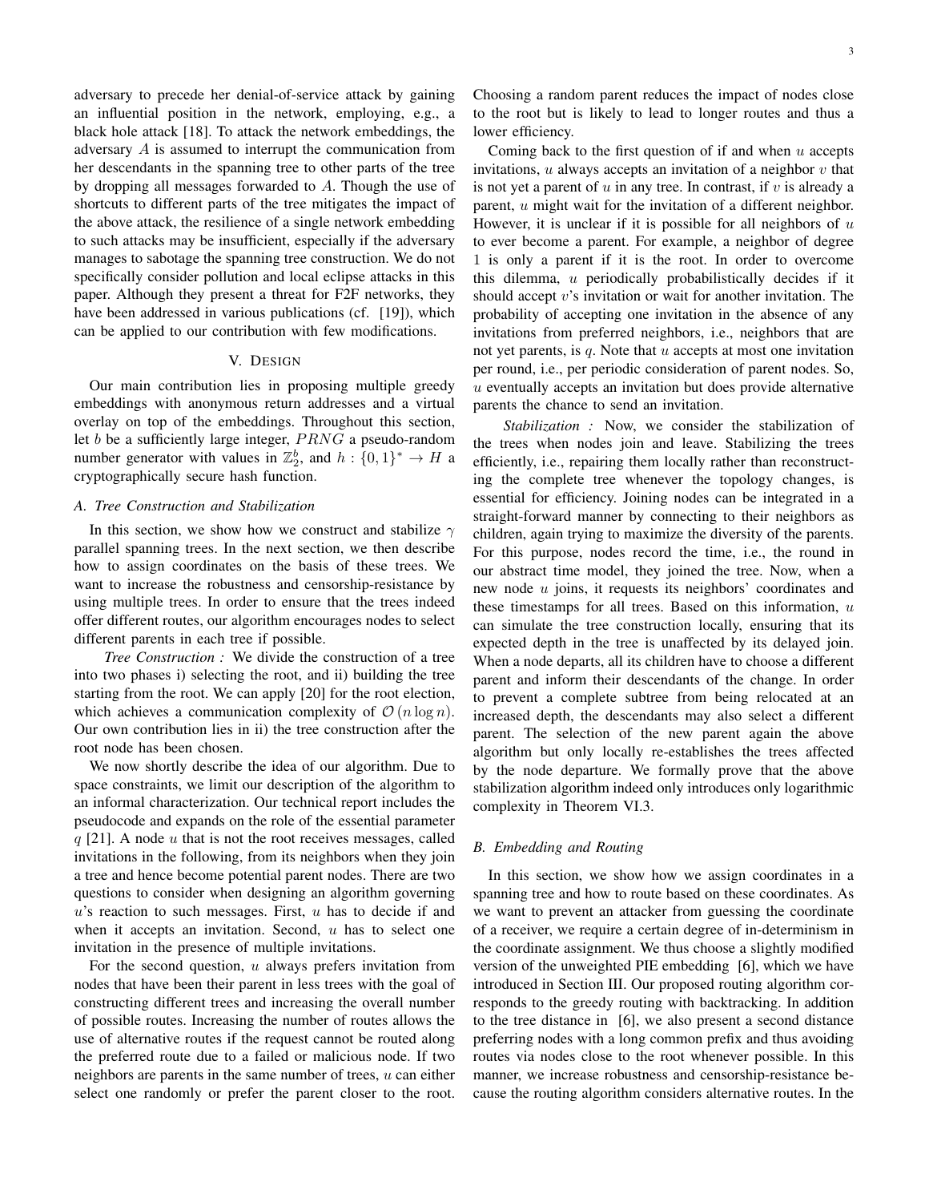adversary to precede her denial-of-service attack by gaining an influential position in the network, employing, e.g., a black hole attack [18]. To attack the network embeddings, the adversary $A$ is assumed to interrupt the communication from her descendants in the spanning tree to other parts of the tree by dropping all messages forwarded to $A$. Though the use of shortcuts to different parts of the tree mitigates the impact of the above attack, the resilience of a single network embedding to such attacks may be insufficient, especially if the adversary manages to sabotage the spanning tree construction. We do not specifically consider pollution and local eclipse attacks in this paper. Although they present a threat for F2F networks, they have been addressed in various publications (cf. [19]), which can be applied to our contribution with few modifications.

## V. Design

Our main contribution lies in proposing multiple greedy embeddings with anonymous return addresses and a virtual overlay on top of the embeddings. Throughout this section, let $b$ be a sufficiently large integer, $PRNG$ a pseudo-random number generator with values in $\mathbb{Z}_2^b$, and $h : \{0,1\}^* \to H$ a cryptographically secure hash function.

### A. Tree Construction and Stabilization

In this section, we show how we construct and stabilize $\gamma$ parallel spanning trees. In the next section, we then describe how to assign coordinates on the basis of these trees. We want to increase the robustness and censorship-resistance by using multiple trees. In order to ensure that the trees indeed offer different routes, our algorithm encourages nodes to select different parents in each tree if possible.

*Tree Construction :* We divide the construction of a tree into two phases i) selecting the root, and ii) building the tree starting from the root. We can apply [20] for the root election, which achieves a communication complexity of $\mathcal{O}(n \log n)$. Our own contribution lies in ii) the tree construction after the root node has been chosen.

We now shortly describe the idea of our algorithm. Due to space constraints, we limit our description of the algorithm to an informal characterization. Our technical report includes the pseudocode and expands on the role of the essential parameter $q$ [21]. A node $u$ that is not the root receives messages, called invitations in the following, from its neighbors when they join a tree and hence become potential parent nodes. There are two questions to consider when designing an algorithm governing $u$'s reaction to such messages. First, $u$ has to decide if and when it accepts an invitation. Second, $u$ has to select one invitation in the presence of multiple invitations.

For the second question, $u$ always prefers invitation from nodes that have been their parent in less trees with the goal of constructing different trees and increasing the overall number of possible routes. Increasing the number of routes allows the use of alternative routes if the request cannot be routed along the preferred route due to a failed or malicious node. If two neighbors are parents in the same number of trees, $u$ can either select one randomly or prefer the parent closer to the root. Choosing a random parent reduces the impact of nodes close to the root but is likely to lead to longer routes and thus a lower efficiency.

Coming back to the first question of if and when $u$ accepts invitations, $u$ always accepts an invitation of a neighbor $v$ that is not yet a parent of $u$ in any tree. In contrast, if $v$ is already a parent, $u$ might wait for the invitation of a different neighbor. However, it is unclear if it is possible for all neighbors of $u$ to ever become a parent. For example, a neighbor of degree 1 is only a parent if it is the root. In order to overcome this dilemma, $u$ periodically probabilistically decides if it should accept $v$'s invitation or wait for another invitation. The probability of accepting one invitation in the absence of any invitations from preferred neighbors, i.e., neighbors that are not yet parents, is $q$. Note that $u$ accepts at most one invitation per round, i.e., per periodic consideration of parent nodes. So, $u$ eventually accepts an invitation but does provide alternative parents the chance to send an invitation.

*Stabilization :* Now, we consider the stabilization of the trees when nodes join and leave. Stabilizing the trees efficiently, i.e., repairing them locally rather than reconstructing the complete tree whenever the topology changes, is essential for efficiency. Joining nodes can be integrated in a straight-forward manner by connecting to their neighbors as children, again trying to maximize the diversity of the parents. For this purpose, nodes record the time, i.e., the round in our abstract time model, they joined the tree. Now, when a new node $u$ joins, it requests its neighbors' coordinates and these timestamps for all trees. Based on this information, $u$ can simulate the tree construction locally, ensuring that its expected depth in the tree is unaffected by its delayed join. When a node departs, all its children have to choose a different parent and inform their descendants of the change. In order to prevent a complete subtree from being relocated at an increased depth, the descendants may also select a different parent. The selection of the new parent again the above algorithm but only locally re-establishes the trees affected by the node departure. We formally prove that the above stabilization algorithm indeed only introduces only logarithmic complexity in Theorem VI.3.

### B. Embedding and Routing

In this section, we show how we assign coordinates in a spanning tree and how to route based on these coordinates. As we want to prevent an attacker from guessing the coordinate of a receiver, we require a certain degree of in-determinism in the coordinate assignment. We thus choose a slightly modified version of the unweighted PIE embedding [6], which we have introduced in Section III. Our proposed routing algorithm corresponds to the greedy routing with backtracking. In addition to the tree distance in [6], we also present a second distance preferring nodes with a long common prefix and thus avoiding routes via nodes close to the root whenever possible. In this manner, we increase robustness and censorship-resistance because the routing algorithm considers alternative routes. In the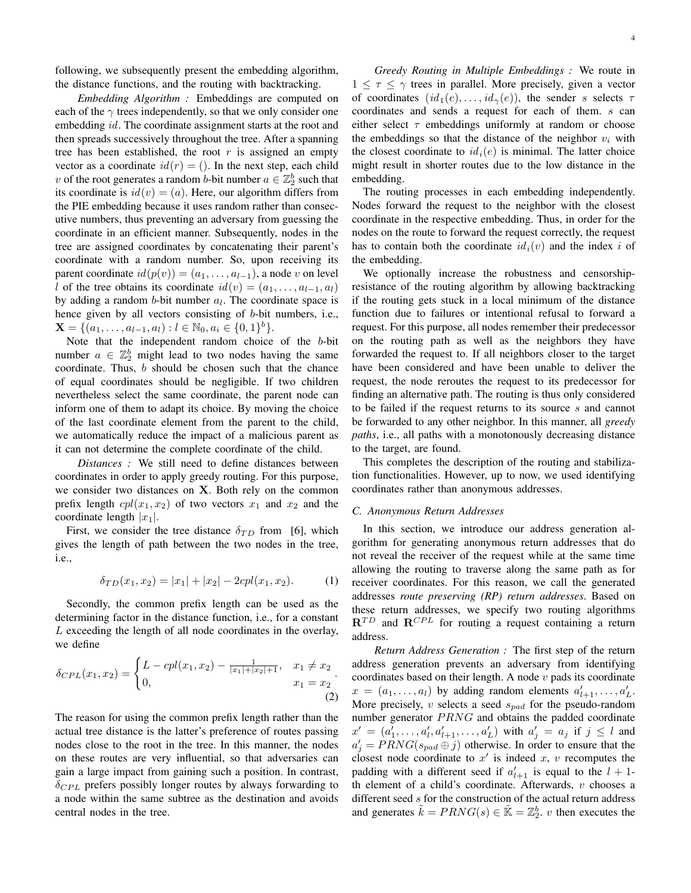following, we subsequently present the embedding algorithm, the distance functions, and the routing with backtracking.

*Embedding Algorithm :* Embeddings are computed on each of the $\gamma$ trees independently, so that we only consider one embedding $id$. The coordinate assignment starts at the root and then spreads successively throughout the tree. After a spanning tree has been established, the root $r$ is assigned an empty vector as a coordinate $id(r) = ()$. In the next step, each child $v$ of the root generates a random $b$-bit number $a \in \mathbb{Z}_2^b$ such that its coordinate is $id(v) = (a)$. Here, our algorithm differs from the PIE embedding because it uses random rather than consecutive numbers, thus preventing an adversary from guessing the coordinate in an efficient manner. Subsequently, nodes in the tree are assigned coordinates by concatenating their parent's coordinate with a random number. So, upon receiving its parent coordinate $id(p(v)) = (a_1, \ldots, a_{l-1})$, a node $v$ on level $l$ of the tree obtains its coordinate $id(v) = (a_1, \ldots, a_{l-1}, a_l)$ by adding a random $b$-bit number $a_l$. The coordinate space is hence given by all vectors consisting of $b$-bit numbers, i.e., $\mathbf{X} = \{(a_1, \ldots, a_{l-1}, a_l) : l \in \mathbb{N}_0, a_i \in \{0,1\}^b\}$.

Note that the independent random choice of the $b$-bit number $a \in \mathbb{Z}_2^b$ might lead to two nodes having the same coordinate. Thus, $b$ should be chosen such that the chance of equal coordinates should be negligible. If two children nevertheless select the same coordinate, the parent node can inform one of them to adapt its choice. By moving the choice of the last coordinate element from the parent to the child, we automatically reduce the impact of a malicious parent as it can not determine the complete coordinate of the child.

*Distances :* We still need to define distances between coordinates in order to apply greedy routing. For this purpose, we consider two distances on $\mathbf{X}$. Both rely on the common prefix length $cpl(x_1, x_2)$ of two vectors $x_1$ and $x_2$ and the coordinate length $|x_1|$.

First, we consider the tree distance $\delta_{TD}$ from [6], which gives the length of path between the two nodes in the tree, i.e.,

$$\delta_{TD}(x_1, x_2) = |x_1| + |x_2| - 2cpl(x_1, x_2). \tag{1}$$

Secondly, the common prefix length can be used as the determining factor in the distance function, i.e., for a constant $L$ exceeding the length of all node coordinates in the overlay, we define

$$\delta_{CPL}(x_1, x_2) = \begin{cases} L - cpl(x_1, x_2) - \frac{1}{|x_1|+|x_2|+1}, & x_1 \neq x_2 \\ 0, & x_1 = x_2 \end{cases}. \tag{2}$$

The reason for using the common prefix length rather than the actual tree distance is the latter's preference of routes passing nodes close to the root in the tree. In this manner, the nodes on these routes are very influential, so that adversaries can gain a large impact from gaining such a position. In contrast, $\delta_{CPL}$ prefers possibly longer routes by always forwarding to a node within the same subtree as the destination and avoids central nodes in the tree.

*Greedy Routing in Multiple Embeddings :* We route in $1 \leq \tau \leq \gamma$ trees in parallel. More precisely, given a vector of coordinates $(id_1(e), \ldots, id_\gamma(e))$, the sender $s$ selects $\tau$ coordinates and sends a request for each of them. $s$ can either select $\tau$ embeddings uniformly at random or choose the embeddings so that the distance of the neighbor $v_i$ with the closest coordinate to $id_i(e)$ is minimal. The latter choice might result in shorter routes due to the low distance in the embedding.

The routing processes in each embedding independently. Nodes forward the request to the neighbor with the closest coordinate in the respective embedding. Thus, in order for the nodes on the route to forward the request correctly, the request has to contain both the coordinate $id_i(v)$ and the index $i$ of the embedding.

We optionally increase the robustness and censorship-resistance of the routing algorithm by allowing backtracking if the routing gets stuck in a local minimum of the distance function due to failures or intentional refusal to forward a request. For this purpose, all nodes remember their predecessor on the routing path as well as the neighbors they have forwarded the request to. If all neighbors closer to the target have been considered and have been unable to deliver the request, the node reroutes the request to its predecessor for finding an alternative path. The routing is thus only considered to be failed if the request returns to its source $s$ and cannot be forwarded to any other neighbor. In this manner, all *greedy paths*, i.e., all paths with a monotonously decreasing distance to the target, are found.

This completes the description of the routing and stabilization functionalities. However, up to now, we used identifying coordinates rather than anonymous addresses.

### C. Anonymous Return Addresses

In this section, we introduce our address generation algorithm for generating anonymous return addresses that do not reveal the receiver of the request while at the same time allowing the routing to traverse along the same path as for receiver coordinates. For this reason, we call the generated addresses *route preserving (RP) return addresses*. Based on these return addresses, we specify two routing algorithms $\mathbf{R}^{TD}$ and $\mathbf{R}^{CPL}$ for routing a request containing a return address.

*Return Address Generation :* The first step of the return address generation prevents an adversary from identifying coordinates based on their length. A node $v$ pads its coordinate $x = (a_1, \ldots, a_l)$ by adding random elements $a'_{l+1}, \ldots, a'_L$. More precisely, $v$ selects a seed $s_{pad}$ for the pseudo-random number generator $PRNG$ and obtains the padded coordinate $x' = (a'_1, \ldots, a'_l, a'_{l+1}, \ldots, a'_L)$ with $a'_j = a_j$ if $j \leq l$ and $a'_j = PRNG(s_{pad} \oplus j)$ otherwise. In order to ensure that the closest node coordinate to $x'$ is indeed $x$, $v$ recomputes the padding with a different seed if $a'_{l+1}$ is equal to the $l+1$-th element of a child's coordinate. Afterwards, $v$ chooses a different seed $s$ for the construction of the actual return address and generates $\tilde{k} = PRNG(s) \in \tilde{\mathbb{K}} = \mathbb{Z}_2^b$. $v$ then executes the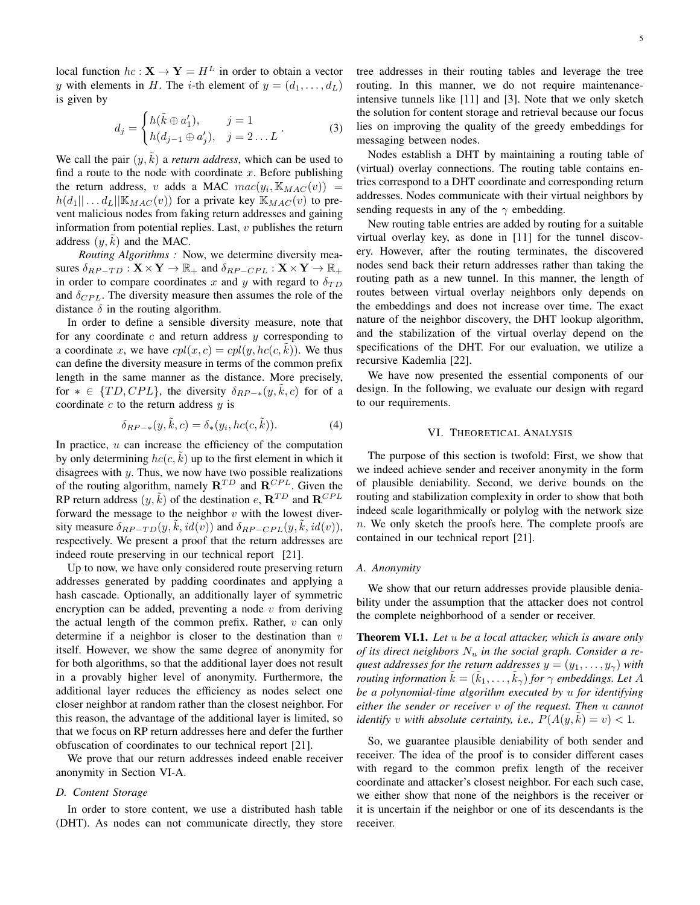local function $hc : \mathbf{X} \to \mathbf{Y} = H^L$ in order to obtain a vector $y$ with elements in $H$. The $i$-th element of $y = (d_1, \ldots, d_L)$ is given by

$$d_j = \begin{cases} h(\tilde{k} \oplus a'_1), & j = 1 \\ h(d_{j-1} \oplus a'_j), & j = 2 \ldots L \end{cases}. \tag{3}$$

We call the pair $(y, \tilde{k})$ a *return address*, which can be used to find a route to the node with coordinate $x$. Before publishing the return address, $v$ adds a MAC $mac(y_i, \mathbb{K}_{MAC}(v)) = h(d_1|| \ldots d_L||\mathbb{K}_{MAC}(v))$ for a private key $\mathbb{K}_{MAC}(v)$ to prevent malicious nodes from faking return addresses and gaining information from potential replies. Last, $v$ publishes the return address $(y, \tilde{k})$ and the MAC.

*Routing Algorithms :* Now, we determine diversity measures $\delta_{RP-TD} : \mathbf{X} \times \mathbf{Y} \to \mathbb{R}_+$ and $\delta_{RP-CPL} : \mathbf{X} \times \mathbf{Y} \to \mathbb{R}_+$ in order to compare coordinates $x$ and $y$ with regard to $\delta_{TD}$ and $\delta_{CPL}$. The diversity measure then assumes the role of the distance $\delta$ in the routing algorithm.

In order to define a sensible diversity measure, note that for any coordinate $c$ and return address $y$ corresponding to a coordinate $x$, we have $cpl(x, c) = cpl(y, hc(c, \tilde{k}))$. We thus can define the diversity measure in terms of the common prefix length in the same manner as the distance. More precisely, for $* \in \{TD, CPL\}$, the diversity $\delta_{RP-*}(y, \tilde{k}, c)$ for of a coordinate $c$ to the return address $y$ is

$$\delta_{RP-*}(y, \tilde{k}, c) = \delta_*(y_i, hc(c, \tilde{k})). \tag{4}$$

In practice, $u$ can increase the efficiency of the computation by only determining $hc(c, \tilde{k})$ up to the first element in which it disagrees with $y$. Thus, we now have two possible realizations of the routing algorithm, namely $\mathbf{R}^{TD}$ and $\mathbf{R}^{CPL}$. Given the RP return address $(y, \tilde{k})$ of the destination $e$, $\mathbf{R}^{TD}$ and $\mathbf{R}^{CPL}$ forward the message to the neighbor $v$ with the lowest diversity measure $\delta_{RP-TD}(y, \tilde{k}, id(v))$ and $\delta_{RP-CPL}(y, \tilde{k}, id(v))$, respectively. We present a proof that the return addresses are indeed route preserving in our technical report [21].

Up to now, we have only considered route preserving return addresses generated by padding coordinates and applying a hash cascade. Optionally, an additionally layer of symmetric encryption can be added, preventing a node $v$ from deriving the actual length of the common prefix. Rather, $v$ can only determine if a neighbor is closer to the destination than $v$ itself. However, we show the same degree of anonymity for for both algorithms, so that the additional layer does not result in a provably higher level of anonymity. Furthermore, the additional layer reduces the efficiency as nodes select one closer neighbor at random rather than the closest neighbor. For this reason, the advantage of the additional layer is limited, so that we focus on RP return addresses here and defer the further obfuscation of coordinates to our technical report [21].

We prove that our return addresses indeed enable receiver anonymity in Section VI-A.

### D. Content Storage

In order to store content, we use a distributed hash table (DHT). As nodes can not communicate directly, they store tree addresses in their routing tables and leverage the tree routing. In this manner, we do not require maintenance-intensive tunnels like [11] and [3]. Note that we only sketch the solution for content storage and retrieval because our focus lies on improving the quality of the greedy embeddings for messaging between nodes.

Nodes establish a DHT by maintaining a routing table of (virtual) overlay connections. The routing table contains entries correspond to a DHT coordinate and corresponding return addresses. Nodes communicate with their virtual neighbors by sending requests in any of the $\gamma$ embedding.

New routing table entries are added by routing for a suitable virtual overlay key, as done in [11] for the tunnel discovery. However, after the routing terminates, the discovered nodes send back their return addresses rather than taking the routing path as a new tunnel. In this manner, the length of routes between virtual overlay neighbors only depends on the embeddings and does not increase over time. The exact nature of the neighbor discovery, the DHT lookup algorithm, and the stabilization of the virtual overlay depend on the specifications of the DHT. For our evaluation, we utilize a recursive Kademlia [22].

We have now presented the essential components of our design. In the following, we evaluate our design with regard to our requirements.

## VI. Theoretical Analysis

The purpose of this section is twofold: First, we show that we indeed achieve sender and receiver anonymity in the form of plausible deniability. Second, we derive bounds on the routing and stabilization complexity in order to show that both indeed scale logarithmically or polylog with the network size $n$. We only sketch the proofs here. The complete proofs are contained in our technical report [21].

### A. Anonymity

We show that our return addresses provide plausible deniability under the assumption that the attacker does not control the complete neighborhood of a sender or receiver.

**Theorem VI.1.** *Let $u$ be a local attacker, which is aware only of its direct neighbors $N_u$ in the social graph. Consider a request addresses for the return addresses $y = (y_1, \ldots, y_\gamma)$ with routing information $\tilde{k} = (\tilde{k}_1, \ldots, \tilde{k}_\gamma)$ for $\gamma$ embeddings. Let $A$ be a polynomial-time algorithm executed by $u$ for identifying either the sender or receiver $v$ of the request. Then $u$ cannot identify $v$ with absolute certainty, i.e., $P(A(y, \tilde{k}) = v) < 1$.*

So, we guarantee plausible deniability of both sender and receiver. The idea of the proof is to consider different cases with regard to the common prefix length of the receiver coordinate and attacker's closest neighbor. For each such case, we either show that none of the neighbors is the receiver or it is uncertain if the neighbor or one of its descendants is the receiver.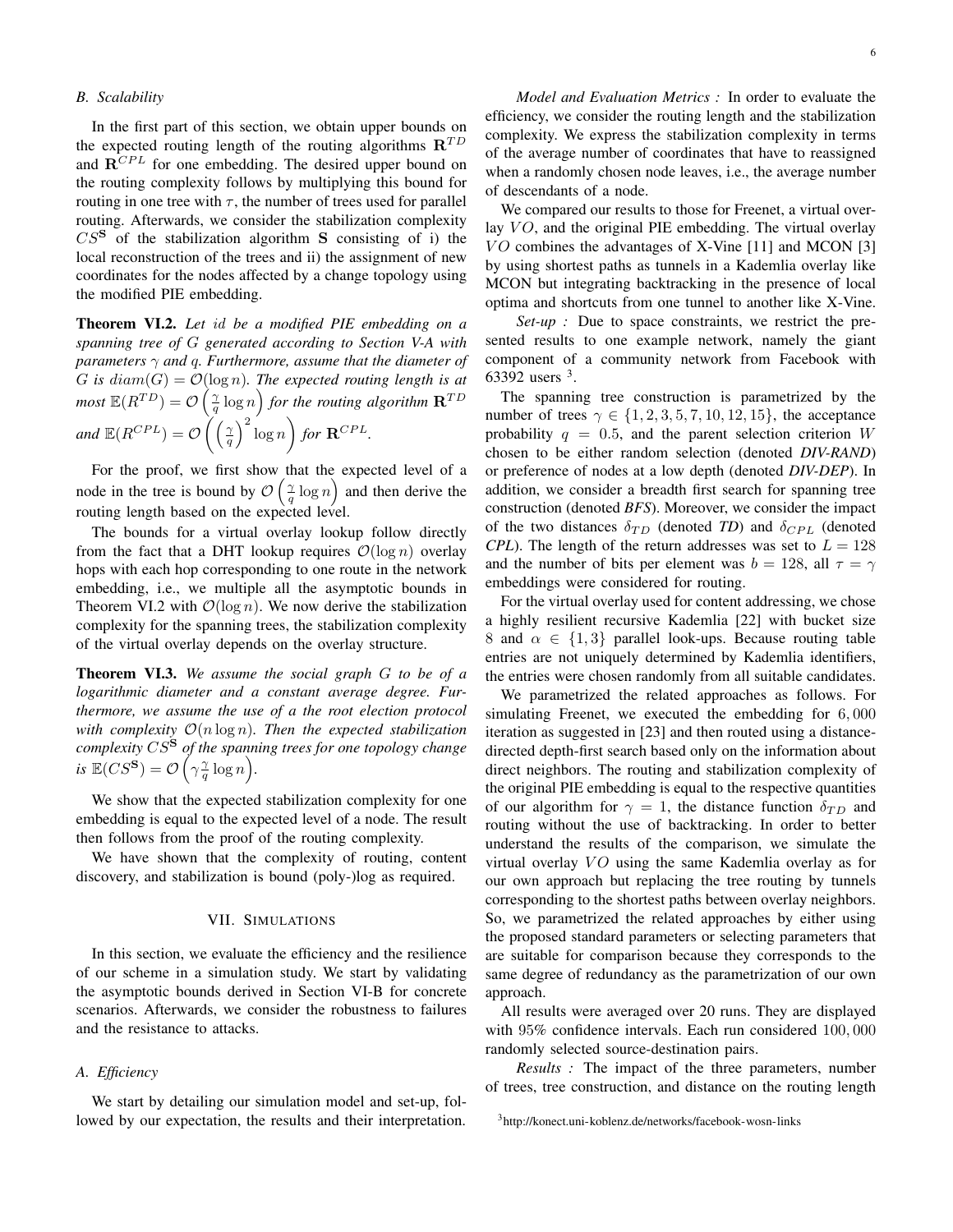### B. Scalability

In the first part of this section, we obtain upper bounds on the expected routing length of the routing algorithms $\mathbf{R}^{TD}$ and $\mathbf{R}^{CPL}$ for one embedding. The desired upper bound on the routing complexity follows by multiplying this bound for routing in one tree with $\tau$, the number of trees used for parallel routing. Afterwards, we consider the stabilization complexity $CS^{\mathbf{S}}$ of the stabilization algorithm $\mathbf{S}$ consisting of i) the local reconstruction of the trees and ii) the assignment of new coordinates for the nodes affected by a change topology using the modified PIE embedding.

**Theorem VI.2.** *Let $id$ be a modified PIE embedding on a spanning tree of $G$ generated according to Section V-A with parameters $\gamma$ and $q$. Furthermore, assume that the diameter of $G$ is $diam(G) = \mathcal{O}(\log n)$. The expected routing length is at most $\mathbb{E}(R^{TD}) = \mathcal{O}\left(\frac{\gamma}{q}\log n\right)$ for the routing algorithm $\mathbf{R}^{TD}$ and $\mathbb{E}(R^{CPL}) = \mathcal{O}\left(\left(\frac{\gamma}{q}\right)^2 \log n\right)$ for $\mathbf{R}^{CPL}$.*

For the proof, we first show that the expected level of a node in the tree is bound by $\mathcal{O}\left(\frac{\gamma}{q}\log n\right)$ and then derive the routing length based on the expected level.

The bounds for a virtual overlay lookup follow directly from the fact that a DHT lookup requires $\mathcal{O}(\log n)$ overlay hops with each hop corresponding to one route in the network embedding, i.e., we multiple all the asymptotic bounds in Theorem VI.2 with $\mathcal{O}(\log n)$. We now derive the stabilization complexity for the spanning trees, the stabilization complexity of the virtual overlay depends on the overlay structure.

**Theorem VI.3.** *We assume the social graph $G$ to be of a logarithmic diameter and a constant average degree. Furthermore, we assume the use of a the root election protocol with complexity $\mathcal{O}(n \log n)$. Then the expected stabilization complexity $CS^{\mathbf{S}}$ of the spanning trees for one topology change is $\mathbb{E}(CS^{\mathbf{S}}) = \mathcal{O}\left(\gamma \frac{\gamma}{q} \log n\right)$.*

We show that the expected stabilization complexity for one embedding is equal to the expected level of a node. The result then follows from the proof of the routing complexity.

We have shown that the complexity of routing, content discovery, and stabilization is bound (poly-)log as required.

## VII. Simulations

In this section, we evaluate the efficiency and the resilience of our scheme in a simulation study. We start by validating the asymptotic bounds derived in Section VI-B for concrete scenarios. Afterwards, we consider the robustness to failures and the resistance to attacks.

### A. Efficiency

We start by detailing our simulation model and set-up, followed by our expectation, the results and their interpretation.

*Model and Evaluation Metrics :* In order to evaluate the efficiency, we consider the routing length and the stabilization complexity. We express the stabilization complexity in terms of the average number of coordinates that have to reassigned when a randomly chosen node leaves, i.e., the average number of descendants of a node.

We compared our results to those for Freenet, a virtual overlay $VO$, and the original PIE embedding. The virtual overlay $VO$ combines the advantages of X-Vine [11] and MCON [3] by using shortest paths as tunnels in a Kademlia overlay like MCON but integrating backtracking in the presence of local optima and shortcuts from one tunnel to another like X-Vine.

*Set-up :* Due to space constraints, we restrict the presented results to one example network, namely the giant component of a community network from Facebook with 63392 users [3].

The spanning tree construction is parametrized by the number of trees $\gamma \in \{1, 2, 3, 5, 7, 10, 12, 15\}$, the acceptance probability $q = 0.5$, and the parent selection criterion $W$ chosen to be either random selection (denoted *DIV-RAND*) or preference of nodes at a low depth (denoted *DIV-DEP*). In addition, we consider a breadth first search for spanning tree construction (denoted *BFS*). Moreover, we consider the impact of the two distances $\delta_{TD}$ (denoted *TD*) and $\delta_{CPL}$ (denoted *CPL*). The length of the return addresses was set to $L = 128$ and the number of bits per element was $b = 128$, all $\tau = \gamma$ embeddings were considered for routing.

For the virtual overlay used for content addressing, we chose a highly resilient recursive Kademlia [22] with bucket size 8 and $\alpha \in \{1, 3\}$ parallel look-ups. Because routing table entries are not uniquely determined by Kademlia identifiers, the entries were chosen randomly from all suitable candidates.

We parametrized the related approaches as follows. For simulating Freenet, we executed the embedding for $6,000$ iteration as suggested in [23] and then routed using a distance-directed depth-first search based only on the information about direct neighbors. The routing and stabilization complexity of the original PIE embedding is equal to the respective quantities of our algorithm for $\gamma = 1$, the distance function $\delta_{TD}$ and routing without the use of backtracking. In order to better understand the results of the comparison, we simulate the virtual overlay $VO$ using the same Kademlia overlay as for our own approach but replacing the tree routing by tunnels corresponding to the shortest paths between overlay neighbors. So, we parametrized the related approaches by either using the proposed standard parameters or selecting parameters that are suitable for comparison because they corresponds to the same degree of redundancy as the parametrization of our own approach.

All results were averaged over 20 runs. They are displayed with 95% confidence intervals. Each run considered $100,000$ randomly selected source-destination pairs.

*Results :* The impact of the three parameters, number of trees, tree construction, and distance on the routing length

[3] http://konect.uni-koblenz.de/networks/facebook-wosn-links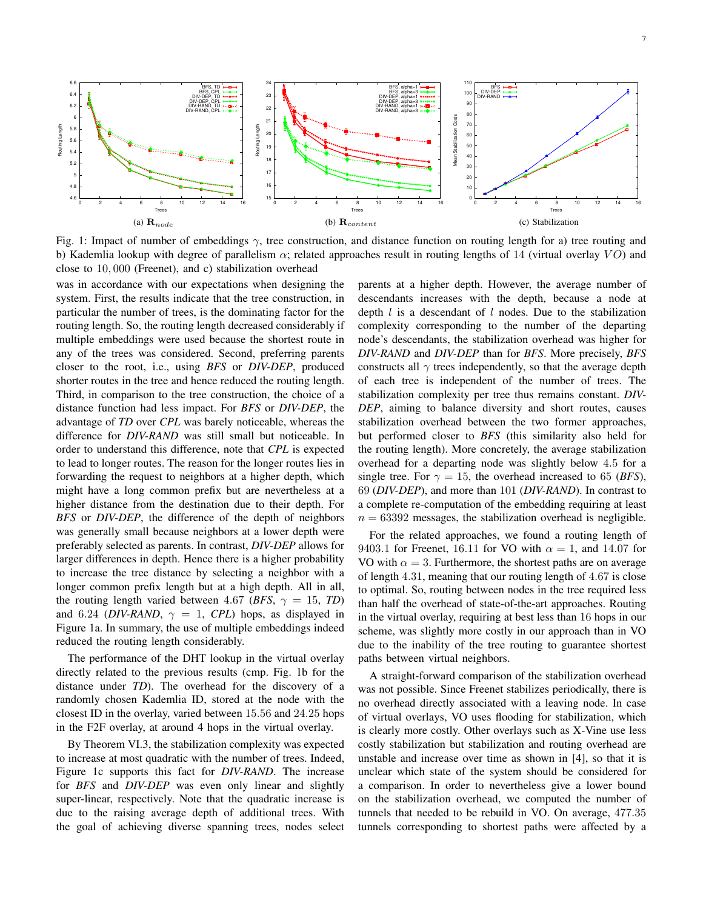(a) $\mathbf{R}_{node}$ (b) $\mathbf{R}_{content}$ (c) Stabilization

Fig. 1: Impact of number of embeddings $\gamma$, tree construction, and distance function on routing length for a) tree routing and b) Kademlia lookup with degree of parallelism $\alpha$; related approaches result in routing lengths of 14 (virtual overlay $VO$) and close to $10,000$ (Freenet), and c) stabilization overhead

was in accordance with our expectations when designing the system. First, the results indicate that the tree construction, in particular the number of trees, is the dominating factor for the routing length. So, the routing length decreased considerably if multiple embeddings were used because the shortest route in any of the trees was considered. Second, preferring parents closer to the root, i.e., using *BFS* or *DIV-DEP*, produced shorter routes in the tree and hence reduced the routing length. Third, in comparison to the tree construction, the choice of a distance function had less impact. For *BFS* or *DIV-DEP*, the advantage of *TD* over *CPL* was barely noticeable, whereas the difference for *DIV-RAND* was still small but noticeable. In order to understand this difference, note that *CPL* is expected to lead to longer routes. The reason for the longer routes lies in forwarding the request to neighbors at a higher depth, which might have a long common prefix but are nevertheless at a higher distance from the destination due to their depth. For *BFS* or *DIV-DEP*, the difference of the depth of neighbors was generally small because neighbors at a lower depth were preferably selected as parents. In contrast, *DIV-DEP* allows for larger differences in depth. Hence there is a higher probability to increase the tree distance by selecting a neighbor with a longer common prefix length but at a high depth. All in all, the routing length varied between $4.67$ (*BFS*, $\gamma = 15$, *TD*) and $6.24$ (*DIV-RAND*, $\gamma = 1$, *CPL*) hops, as displayed in Figure 1a. In summary, the use of multiple embeddings indeed reduced the routing length considerably.

The performance of the DHT lookup in the virtual overlay directly related to the previous results (cmp. Fig. 1b for the distance under *TD*). The overhead for the discovery of a randomly chosen Kademlia ID, stored at the node with the closest ID in the overlay, varied between $15.56$ and $24.25$ hops in the F2F overlay, at around 4 hops in the virtual overlay.

By Theorem VI.3, the stabilization complexity was expected to increase at most quadratic with the number of trees. Indeed, Figure 1c supports this fact for *DIV-RAND*. The increase for *BFS* and *DIV-DEP* was even only linear and slightly super-linear, respectively. Note that the quadratic increase is due to the raising average depth of additional trees. With the goal of achieving diverse spanning trees, nodes select parents at a higher depth. However, the average number of descendants increases with the depth, because a node at depth $l$ is a descendant of $l$ nodes. Due to the stabilization complexity corresponding to the number of the departing node's descendants, the stabilization overhead was higher for *DIV-RAND* and *DIV-DEP* than for *BFS*. More precisely, *BFS* constructs all $\gamma$ trees independently, so that the average depth of each tree is independent of the number of trees. The stabilization complexity per tree thus remains constant. *DIV-DEP*, aiming to balance diversity and short routes, causes stabilization overhead between the two former approaches, but performed closer to *BFS* (this similarity also held for the routing length). More concretely, the average stabilization overhead for a departing node was slightly below $4.5$ for a single tree. For $\gamma = 15$, the overhead increased to 65 (*BFS*), 69 (*DIV-DEP*), and more than 101 (*DIV-RAND*). In contrast to a complete re-computation of the embedding requiring at least $n = 63392$ messages, the stabilization overhead is negligible.

For the related approaches, we found a routing length of $9403.1$ for Freenet, $16.11$ for VO with $\alpha = 1$, and $14.07$ for VO with $\alpha = 3$. Furthermore, the shortest paths are on average of length $4.31$, meaning that our routing length of $4.67$ is close to optimal. So, routing between nodes in the tree required less than half the overhead of state-of-the-art approaches. Routing in the virtual overlay, requiring at best less than $16$ hops in our scheme, was slightly more costly in our approach than in VO due to the inability of the tree routing to guarantee shortest paths between virtual neighbors.

A straight-forward comparison of the stabilization overhead was not possible. Since Freenet stabilizes periodically, there is no overhead directly associated with a leaving node. In case of virtual overlays, VO uses flooding for stabilization, which is clearly more costly. Other overlays such as X-Vine use less costly stabilization but stabilization and routing overhead are unstable and increase over time as shown in [4], so that it is unclear which state of the system should be considered for a comparison. In order to nevertheless give a lower bound on the stabilization overhead, we computed the number of tunnels that needed to be rebuild in VO. On average, $477.35$ tunnels corresponding to shortest paths were affected by a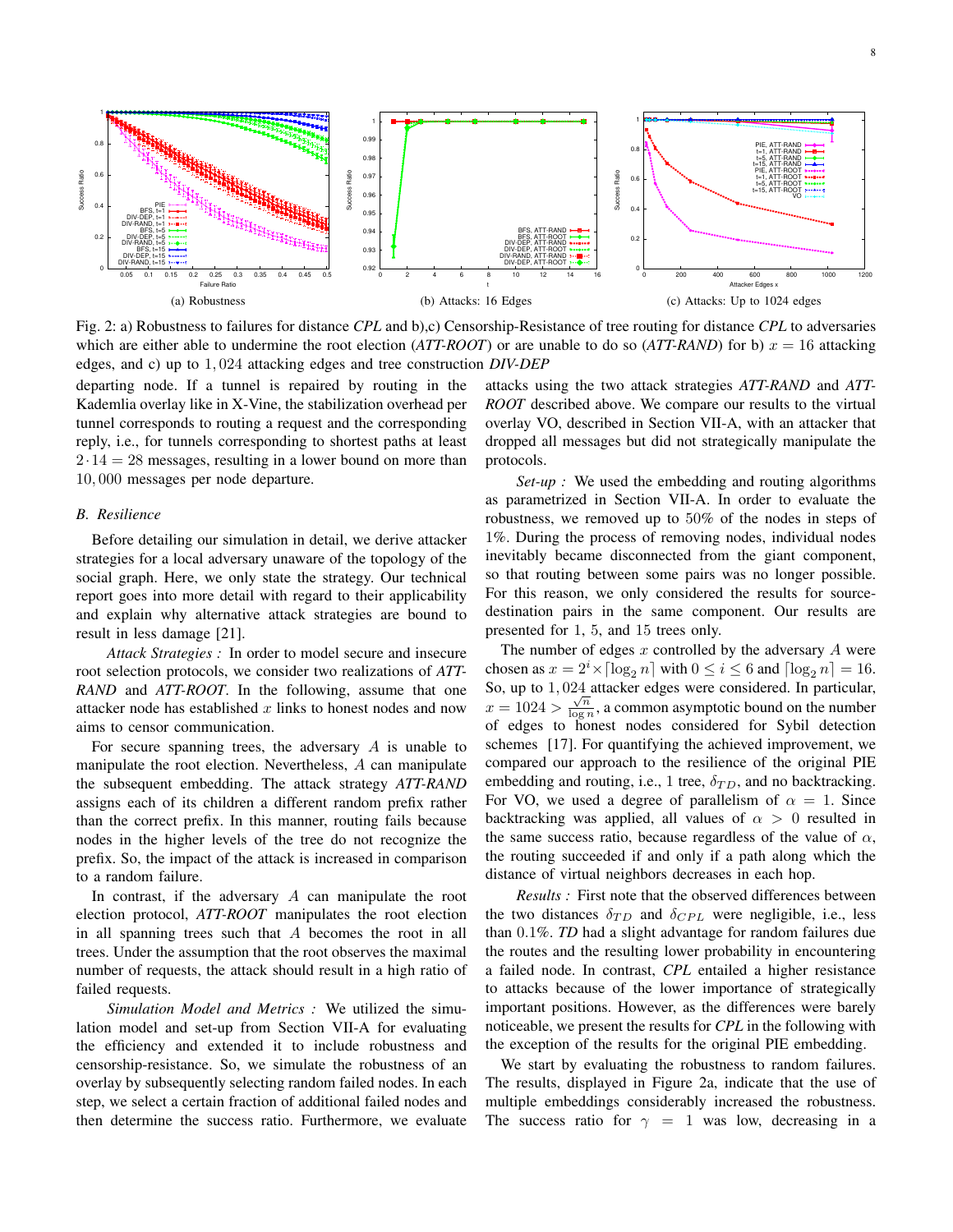(a) Robustness

(b) Attacks: 16 Edges

(c) Attacks: Up to 1024 edges

Fig. 2: a) Robustness to failures for distance *CPL* and b),c) Censorship-Resistance of tree routing for distance *CPL* to adversaries which are either able to undermine the root election (*ATT-ROOT*) or are unable to do so (*ATT-RAND*) for b) $x = 16$ attacking edges, and c) up to $1,024$ attacking edges and tree construction *DIV-DEP*

departing node. If a tunnel is repaired by routing in the Kademlia overlay like in X-Vine, the stabilization overhead per tunnel corresponds to routing a request and the corresponding reply, i.e., for tunnels corresponding to shortest paths at least $2 \cdot 14 = 28$ messages, resulting in a lower bound on more than $10,000$ messages per node departure.

## B. Resilience

Before detailing our simulation in detail, we derive attacker strategies for a local adversary unaware of the topology of the social graph. Here, we only state the strategy. Our technical report goes into more detail with regard to their applicability and explain why alternative attack strategies are bound to result in less damage [21].

*Attack Strategies :* In order to model secure and insecure root selection protocols, we consider two realizations of *ATT-RAND* and *ATT-ROOT*. In the following, assume that one attacker node has established $x$ links to honest nodes and now aims to censor communication.

For secure spanning trees, the adversary $A$ is unable to manipulate the root election. Nevertheless, $A$ can manipulate the subsequent embedding. The attack strategy *ATT-RAND* assigns each of its children a different random prefix rather than the correct prefix. In this manner, routing fails because nodes in the higher levels of the tree do not recognize the prefix. So, the impact of the attack is increased in comparison to a random failure.

In contrast, if the adversary $A$ can manipulate the root election protocol, *ATT-ROOT* manipulates the root election in all spanning trees such that $A$ becomes the root in all trees. Under the assumption that the root observes the maximal number of requests, the attack should result in a high ratio of failed requests.

*Simulation Model and Metrics :* We utilized the simulation model and set-up from Section VII-A for evaluating the efficiency and extended it to include robustness and censorship-resistance. So, we simulate the robustness of an overlay by subsequently selecting random failed nodes. In each step, we select a certain fraction of additional failed nodes and then determine the success ratio. Furthermore, we evaluate attacks using the two attack strategies *ATT-RAND* and *ATT-ROOT* described above. We compare our results to the virtual overlay VO, described in Section VII-A, with an attacker that dropped all messages but did not strategically manipulate the protocols.

*Set-up :* We used the embedding and routing algorithms as parametrized in Section VII-A. In order to evaluate the robustness, we removed up to 50% of the nodes in steps of 1%. During the process of removing nodes, individual nodes inevitably became disconnected from the giant component, so that routing between some pairs was no longer possible. For this reason, we only considered the results for source-destination pairs in the same component. Our results are presented for 1, 5, and 15 trees only.

The number of edges $x$ controlled by the adversary $A$ were chosen as $x = 2^i \times \lceil \log_2 n \rceil$ with $0 \leq i \leq 6$ and $\lceil \log_2 n \rceil = 16$. So, up to $1,024$ attacker edges were considered. In particular, $x = 1024 > \frac{\sqrt{n}}{\log n}$, a common asymptotic bound on the number of edges to honest nodes considered for Sybil detection schemes [17]. For quantifying the achieved improvement, we compared our approach to the resilience of the original PIE embedding and routing, i.e., 1 tree, $\delta_{TD}$, and no backtracking. For VO, we used a degree of parallelism of $\alpha = 1$. Since backtracking was applied, all values of $\alpha > 0$ resulted in the same success ratio, because regardless of the value of $\alpha$, the routing succeeded if and only if a path along which the distance of virtual neighbors decreases in each hop.

*Results :* First note that the observed differences between the two distances $\delta_{TD}$ and $\delta_{CPL}$ were negligible, i.e., less than 0.1%. *TD* had a slight advantage for random failures due the routes and the resulting lower probability in encountering a failed node. In contrast, *CPL* entailed a higher resistance to attacks because of the lower importance of strategically important positions. However, as the differences were barely noticeable, we present the results for *CPL* in the following with the exception of the results for the original PIE embedding.

We start by evaluating the robustness to random failures. The results, displayed in Figure 2a, indicate that the use of multiple embeddings considerably increased the robustness. The success ratio for $\gamma = 1$ was low, decreasing in a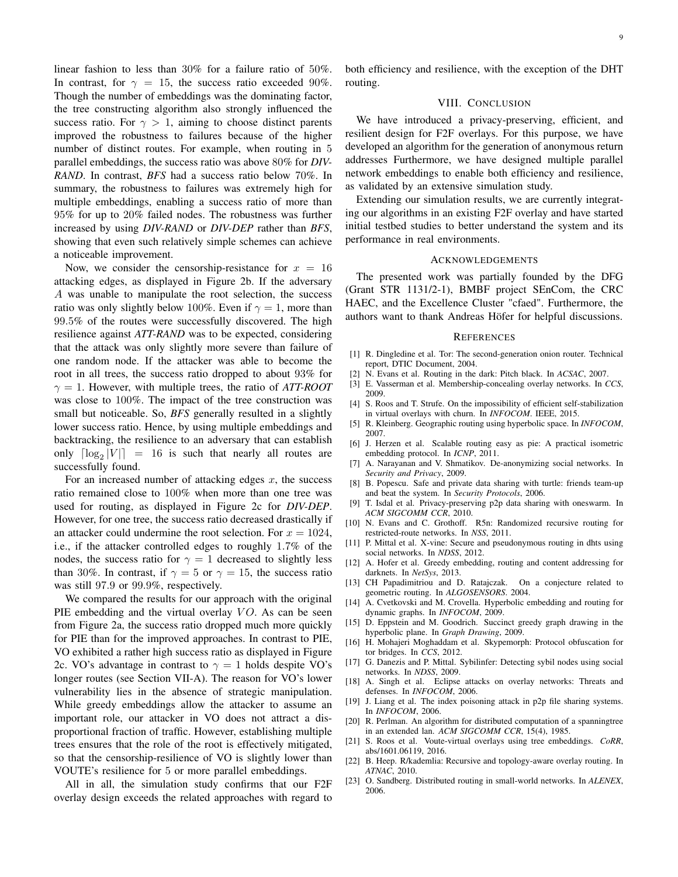linear fashion to less than 30% for a failure ratio of 50%. In contrast, for $\gamma = 15$, the success ratio exceeded 90%. Though the number of embeddings was the dominating factor, the tree constructing algorithm also strongly influenced the success ratio. For $\gamma > 1$, aiming to choose distinct parents improved the robustness to failures because of the higher number of distinct routes. For example, when routing in 5 parallel embeddings, the success ratio was above 80% for ***DIV-RAND***. In contrast, ***BFS*** had a success ratio below 70%. In summary, the robustness to failures was extremely high for multiple embeddings, enabling a success ratio of more than 95% for up to 20% failed nodes. The robustness was further increased by using ***DIV-RAND*** or ***DIV-DEP*** rather than ***BFS***, showing that even such relatively simple schemes can achieve a noticeable improvement.

Now, we consider the censorship-resistance for $x = 16$ attacking edges, as displayed in Figure 2b. If the adversary $A$ was unable to manipulate the root selection, the success ratio was only slightly below 100%. Even if $\gamma = 1$, more than 99.5% of the routes were successfully discovered. The high resilience against ***ATT-RAND*** was to be expected, considering that the attack was only slightly more severe than failure of one random node. If the attacker was able to become the root in all trees, the success ratio dropped to about 93% for $\gamma = 1$. However, with multiple trees, the ratio of ***ATT-ROOT*** was close to 100%. The impact of the tree construction was small but noticeable. So, ***BFS*** generally resulted in a slightly lower success ratio. Hence, by using multiple embeddings and backtracking, the resilience to an adversary that can establish only $\lceil \log_2 |V| \rceil = 16$ is such that nearly all routes are successfully found.

For an increased number of attacking edges $x$, the success ratio remained close to 100% when more than one tree was used for routing, as displayed in Figure 2c for ***DIV-DEP***. However, for one tree, the success ratio decreased drastically if an attacker could undermine the root selection. For $x = 1024$, i.e., if the attacker controlled edges to roughly 1.7% of the nodes, the success ratio for $\gamma = 1$ decreased to slightly less than 30%. In contrast, if $\gamma = 5$ or $\gamma = 15$, the success ratio was still 97.9 or 99.9%, respectively.

We compared the results for our approach with the original PIE embedding and the virtual overlay $VO$. As can be seen from Figure 2a, the success ratio dropped much more quickly for PIE than for the improved approaches. In contrast to PIE, VO exhibited a rather high success ratio as displayed in Figure 2c. VO's advantage in contrast to $\gamma = 1$ holds despite VO's longer routes (see Section VII-A). The reason for VO's lower vulnerability lies in the absence of strategic manipulation. While greedy embeddings allow the attacker to assume an important role, our attacker in VO does not attract a disproportional fraction of traffic. However, establishing multiple trees ensures that the role of the root is effectively mitigated, so that the censorship-resilience of VO is slightly lower than VOUTE's resilience for 5 or more parallel embeddings.

All in all, the simulation study confirms that our F2F overlay design exceeds the related approaches with regard to both efficiency and resilience, with the exception of the DHT routing.

## VIII. Conclusion

We have introduced a privacy-preserving, efficient, and resilient design for F2F overlays. For this purpose, we have developed an algorithm for the generation of anonymous return addresses Furthermore, we have designed multiple parallel network embeddings to enable both efficiency and resilience, as validated by an extensive simulation study.

Extending our simulation results, we are currently integrating our algorithms in an existing F2F overlay and have started initial testbed studies to better understand the system and its performance in real environments.

## Acknowledgements

The presented work was partially founded by the DFG (Grant STR 1131/2-1), BMBF project SEnCom, the CRC HAEC, and the Excellence Cluster "cfaed". Furthermore, the authors want to thank Andreas Höfer for helpful discussions.

## References

[1] R. Dingledine et al. Tor: The second-generation onion router. Technical report, DTIC Document, 2004.

[2] N. Evans et al. Routing in the dark: Pitch black. In *ACSAC*, 2007.

[3] E. Vasserman et al. Membership-concealing overlay networks. In *CCS*, 2009.

[4] S. Roos and T. Strufe. On the impossibility of efficient self-stabilization in virtual overlays with churn. In *INFOCOM*. IEEE, 2015.

[5] R. Kleinberg. Geographic routing using hyperbolic space. In *INFOCOM*, 2007.

[6] J. Herzen et al. Scalable routing easy as pie: A practical isometric embedding protocol. In *ICNP*, 2011.

[7] A. Narayanan and V. Shmatikov. De-anonymizing social networks. In *Security and Privacy*, 2009.

[8] B. Popescu. Safe and private data sharing with turtle: friends team-up and beat the system. In *Security Protocols*, 2006.

[9] T. Isdal et al. Privacy-preserving p2p data sharing with oneswarm. In *ACM SIGCOMM CCR*, 2010.

[10] N. Evans and C. Grothoff. R5n: Randomized recursive routing for restricted-route networks. In *NSS*, 2011.

[11] P. Mittal et al. X-vine: Secure and pseudonymous routing in dhts using social networks. In *NDSS*, 2012.

[12] A. Hofer et al. Greedy embedding, routing and content addressing for darknets. In *NetSys*, 2013.

[13] CH Papadimitriou and D. Ratajczak. On a conjecture related to geometric routing. In *ALGOSENSORS*. 2004.

[14] A. Cvetkovski and M. Crovella. Hyperbolic embedding and routing for dynamic graphs. In *INFOCOM*, 2009.

[15] D. Eppstein and M. Goodrich. Succinct greedy graph drawing in the hyperbolic plane. In *Graph Drawing*, 2009.

[16] H. Mohajeri Moghaddam et al. Skypemorph: Protocol obfuscation for tor bridges. In *CCS*, 2012.

[17] G. Danezis and P. Mittal. Sybilinfer: Detecting sybil nodes using social networks. In *NDSS*, 2009.

[18] A. Singh et al. Eclipse attacks on overlay networks: Threats and defenses. In *INFOCOM*, 2006.

[19] J. Liang et al. The index poisoning attack in p2p file sharing systems. In *INFOCOM*, 2006.

[20] R. Perlman. An algorithm for distributed computation of a spanningtree in an extended lan. *ACM SIGCOMM CCR*, 15(4), 1985.

[21] S. Roos et al. Voute-virtual overlays using tree embeddings. *CoRR*, abs/1601.06119, 2016.

[22] B. Heep. R/kademlia: Recursive and topology-aware overlay routing. In *ATNAC*, 2010.

[23] O. Sandberg. Distributed routing in small-world networks. In *ALENEX*, 2006.